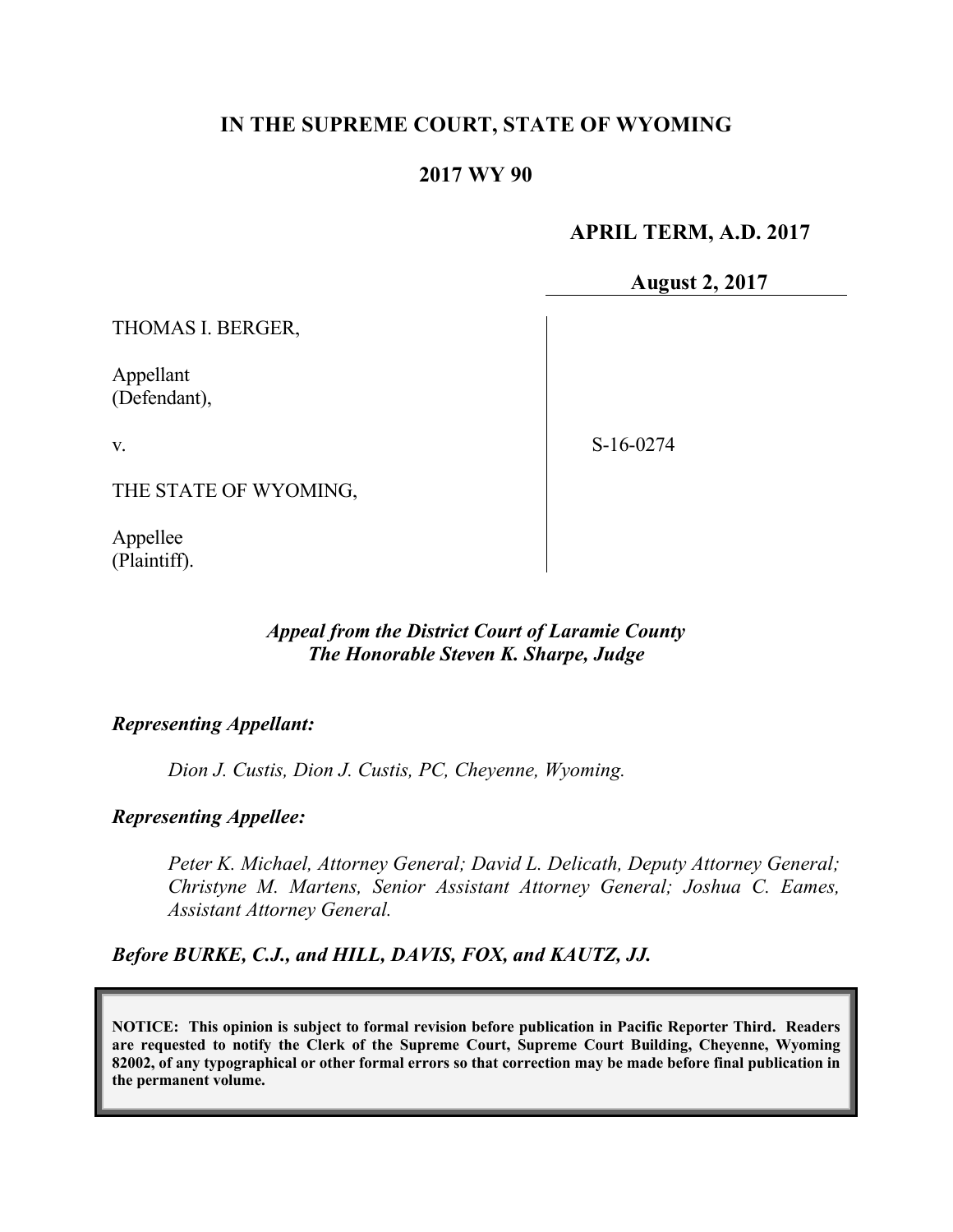# IN THE SUPREME COURT, STATE OF WYOMING

## 2017 WY 90

**APRIL TERM, A.D. 2017**

**August 2, 2017**

THOMAS I. BERGER,

Appellant
(Defendant),

v.

THE STATE OF WYOMING,

Appellee
(Plaintiff).

S-16-0274

***Appeal from the District Court of Laramie County***
***The Honorable Steven K. Sharpe, Judge***

***Representing Appellant:***

*Dion J. Custis, Dion J. Custis, PC, Cheyenne, Wyoming.*

***Representing Appellee:***

*Peter K. Michael, Attorney General; David L. Delicath, Deputy Attorney General; Christyne M. Martens, Senior Assistant Attorney General; Joshua C. Eames, Assistant Attorney General.*

***Before BURKE, C.J., and HILL, DAVIS, FOX, and KAUTZ, JJ.***

**NOTICE: This opinion is subject to formal revision before publication in Pacific Reporter Third. Readers are requested to notify the Clerk of the Supreme Court, Supreme Court Building, Cheyenne, Wyoming 82002, of any typographical or other formal errors so that correction may be made before final publication in the permanent volume.**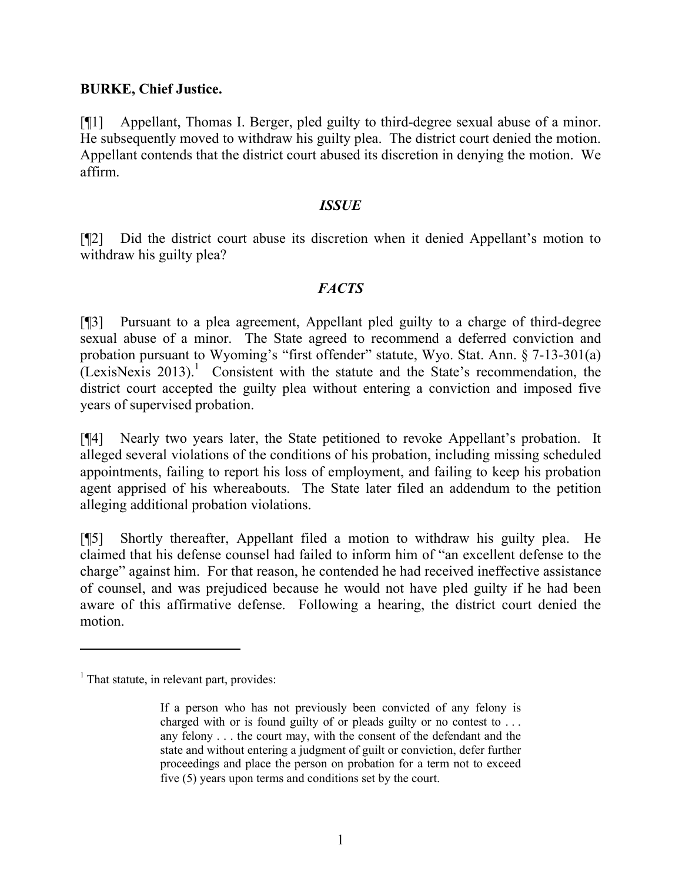**BURKE, Chief Justice.**

[¶1] Appellant, Thomas I. Berger, pled guilty to third-degree sexual abuse of a minor. He subsequently moved to withdraw his guilty plea. The district court denied the motion. Appellant contends that the district court abused its discretion in denying the motion. We affirm.

## *ISSUE*

[¶2] Did the district court abuse its discretion when it denied Appellant's motion to withdraw his guilty plea?

## *FACTS*

[¶3] Pursuant to a plea agreement, Appellant pled guilty to a charge of third-degree sexual abuse of a minor. The State agreed to recommend a deferred conviction and probation pursuant to Wyoming's "first offender" statute, Wyo. Stat. Ann. § 7-13-301(a) (LexisNexis 2013).[1] Consistent with the statute and the State's recommendation, the district court accepted the guilty plea without entering a conviction and imposed five years of supervised probation.

[¶4] Nearly two years later, the State petitioned to revoke Appellant's probation. It alleged several violations of the conditions of his probation, including missing scheduled appointments, failing to report his loss of employment, and failing to keep his probation agent apprised of his whereabouts. The State later filed an addendum to the petition alleging additional probation violations.

[¶5] Shortly thereafter, Appellant filed a motion to withdraw his guilty plea. He claimed that his defense counsel had failed to inform him of "an excellent defense to the charge" against him. For that reason, he contended he had received ineffective assistance of counsel, and was prejudiced because he would not have pled guilty if he had been aware of this affirmative defense. Following a hearing, the district court denied the motion.

---

[1] That statute, in relevant part, provides:

> If a person who has not previously been convicted of any felony is charged with or is found guilty of or pleads guilty or no contest to . . . any felony . . . the court may, with the consent of the defendant and the state and without entering a judgment of guilt or conviction, defer further proceedings and place the person on probation for a term not to exceed five (5) years upon terms and conditions set by the court.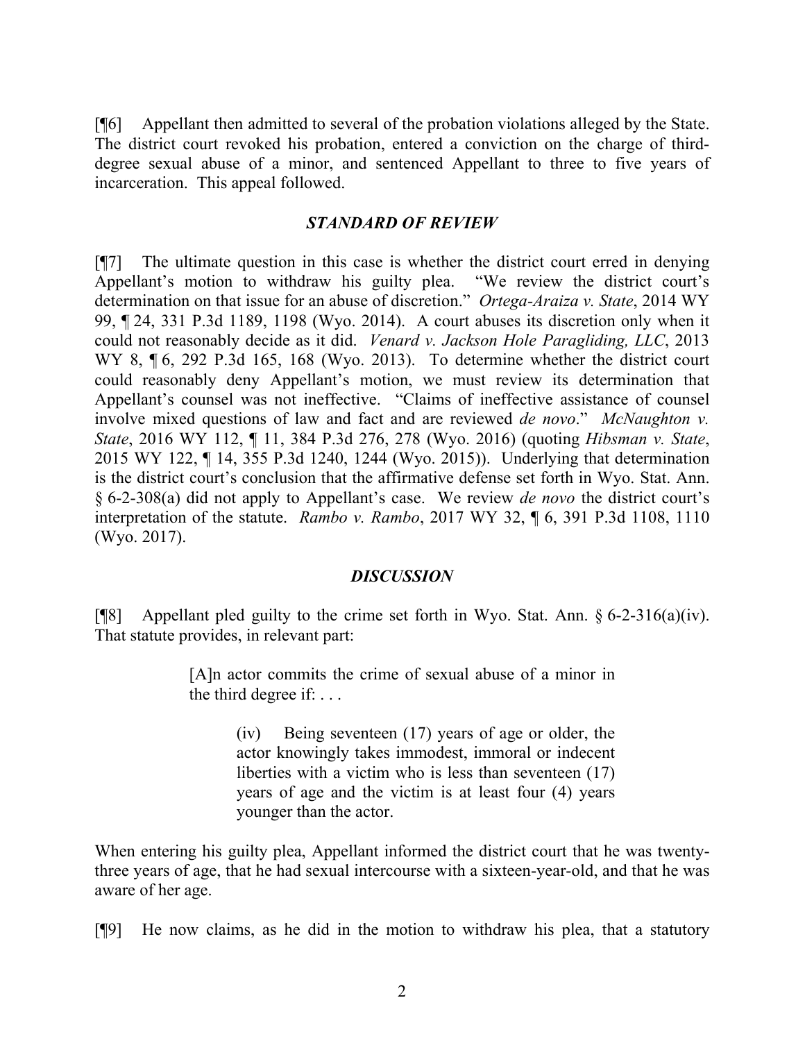[¶6] Appellant then admitted to several of the probation violations alleged by the State. The district court revoked his probation, entered a conviction on the charge of third-degree sexual abuse of a minor, and sentenced Appellant to three to five years of incarceration. This appeal followed.

### *STANDARD OF REVIEW*

[¶7] The ultimate question in this case is whether the district court erred in denying Appellant's motion to withdraw his guilty plea. "We review the district court's determination on that issue for an abuse of discretion." *Ortega-Araiza v. State*, 2014 WY 99, ¶ 24, 331 P.3d 1189, 1198 (Wyo. 2014). A court abuses its discretion only when it could not reasonably decide as it did. *Venard v. Jackson Hole Paragliding, LLC*, 2013 WY 8, ¶ 6, 292 P.3d 165, 168 (Wyo. 2013). To determine whether the district court could reasonably deny Appellant's motion, we must review its determination that Appellant's counsel was not ineffective. "Claims of ineffective assistance of counsel involve mixed questions of law and fact and are reviewed *de novo*." *McNaughton v. State*, 2016 WY 112, ¶ 11, 384 P.3d 276, 278 (Wyo. 2016) (quoting *Hibsman v. State*, 2015 WY 122, ¶ 14, 355 P.3d 1240, 1244 (Wyo. 2015)). Underlying that determination is the district court's conclusion that the affirmative defense set forth in Wyo. Stat. Ann. § 6-2-308(a) did not apply to Appellant's case. We review *de novo* the district court's interpretation of the statute. *Rambo v. Rambo*, 2017 WY 32, ¶ 6, 391 P.3d 1108, 1110 (Wyo. 2017).

### *DISCUSSION*

[¶8] Appellant pled guilty to the crime set forth in Wyo. Stat. Ann. § 6-2-316(a)(iv). That statute provides, in relevant part:

> [A]n actor commits the crime of sexual abuse of a minor in the third degree if: . . .
>
> > (iv) Being seventeen (17) years of age or older, the actor knowingly takes immodest, immoral or indecent liberties with a victim who is less than seventeen (17) years of age and the victim is at least four (4) years younger than the actor.

When entering his guilty plea, Appellant informed the district court that he was twenty-three years of age, that he had sexual intercourse with a sixteen-year-old, and that he was aware of her age.

[¶9] He now claims, as he did in the motion to withdraw his plea, that a statutory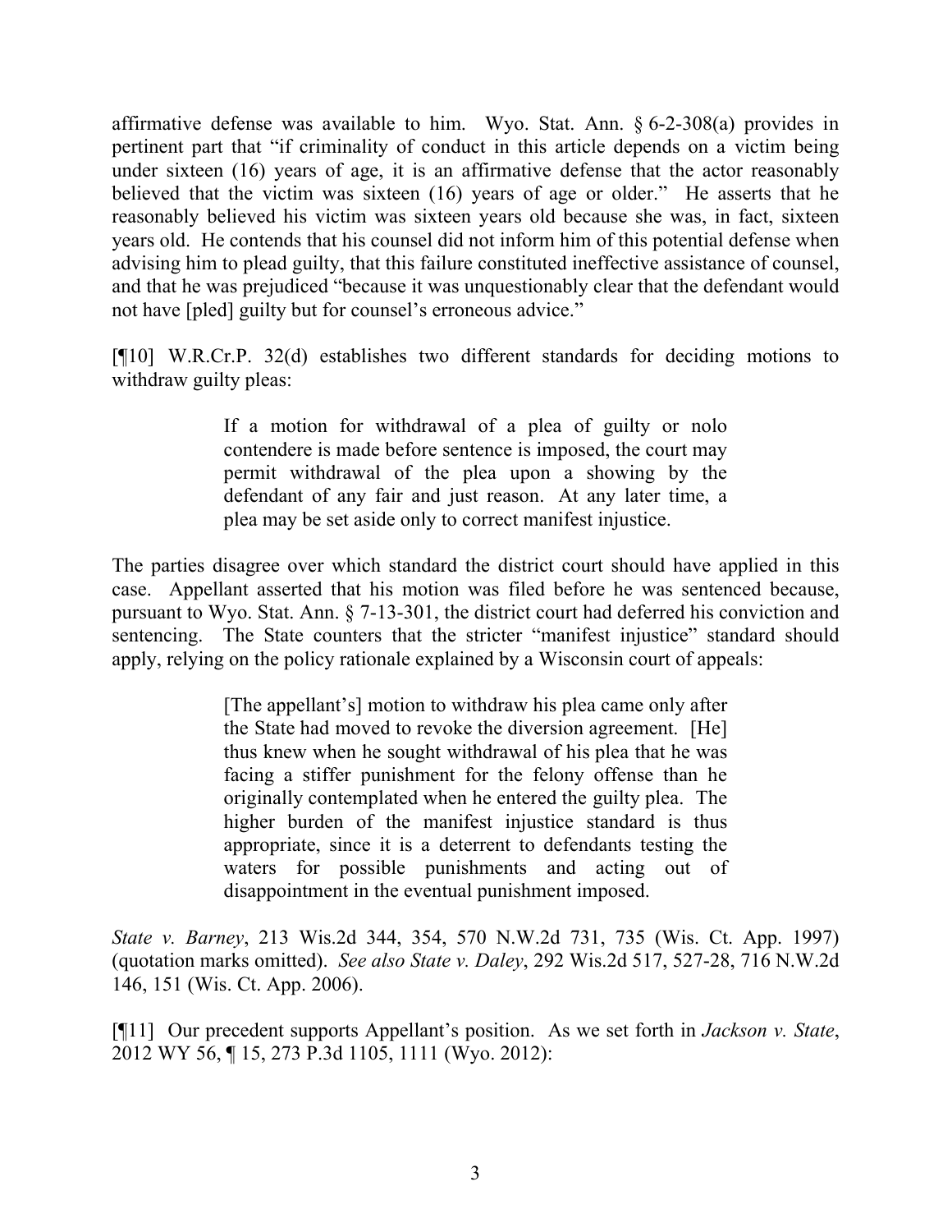affirmative defense was available to him. Wyo. Stat. Ann. § 6-2-308(a) provides in pertinent part that "if criminality of conduct in this article depends on a victim being under sixteen (16) years of age, it is an affirmative defense that the actor reasonably believed that the victim was sixteen (16) years of age or older." He asserts that he reasonably believed his victim was sixteen years old because she was, in fact, sixteen years old. He contends that his counsel did not inform him of this potential defense when advising him to plead guilty, that this failure constituted ineffective assistance of counsel, and that he was prejudiced "because it was unquestionably clear that the defendant would not have [pled] guilty but for counsel's erroneous advice."

[¶10] W.R.Cr.P. 32(d) establishes two different standards for deciding motions to withdraw guilty pleas:

> If a motion for withdrawal of a plea of guilty or nolo contendere is made before sentence is imposed, the court may permit withdrawal of the plea upon a showing by the defendant of any fair and just reason. At any later time, a plea may be set aside only to correct manifest injustice.

The parties disagree over which standard the district court should have applied in this case. Appellant asserted that his motion was filed before he was sentenced because, pursuant to Wyo. Stat. Ann. § 7-13-301, the district court had deferred his conviction and sentencing. The State counters that the stricter "manifest injustice" standard should apply, relying on the policy rationale explained by a Wisconsin court of appeals:

> [The appellant's] motion to withdraw his plea came only after the State had moved to revoke the diversion agreement. [He] thus knew when he sought withdrawal of his plea that he was facing a stiffer punishment for the felony offense than he originally contemplated when he entered the guilty plea. The higher burden of the manifest injustice standard is thus appropriate, since it is a deterrent to defendants testing the waters for possible punishments and acting out of disappointment in the eventual punishment imposed.

*State v. Barney*, 213 Wis.2d 344, 354, 570 N.W.2d 731, 735 (Wis. Ct. App. 1997) (quotation marks omitted). *See also State v. Daley*, 292 Wis.2d 517, 527-28, 716 N.W.2d 146, 151 (Wis. Ct. App. 2006).

[¶11] Our precedent supports Appellant's position. As we set forth in *Jackson v. State*, 2012 WY 56, ¶ 15, 273 P.3d 1105, 1111 (Wyo. 2012):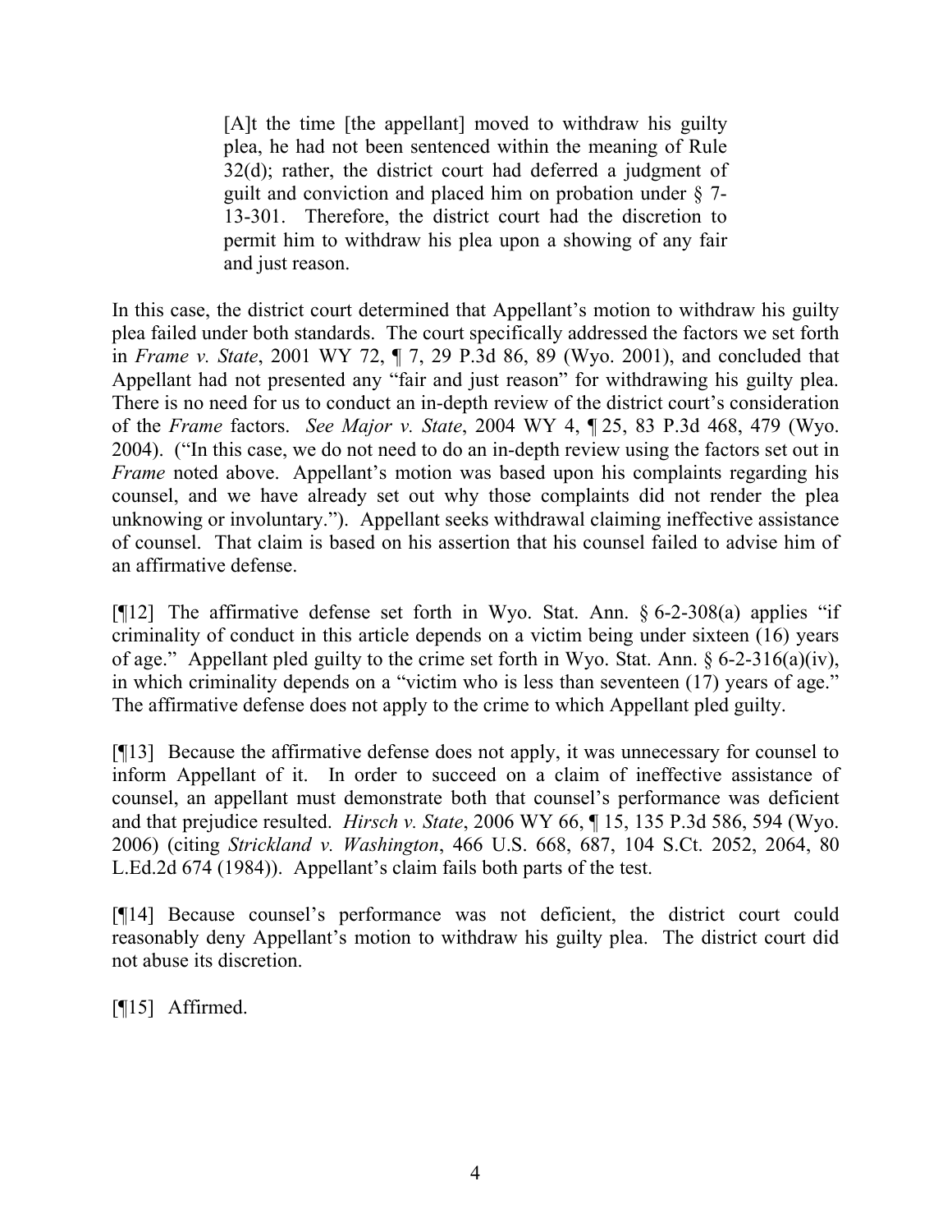> [A]t the time [the appellant] moved to withdraw his guilty plea, he had not been sentenced within the meaning of Rule 32(d); rather, the district court had deferred a judgment of guilt and conviction and placed him on probation under § 7-13-301. Therefore, the district court had the discretion to permit him to withdraw his plea upon a showing of any fair and just reason.

In this case, the district court determined that Appellant's motion to withdraw his guilty plea failed under both standards. The court specifically addressed the factors we set forth in *Frame v. State*, 2001 WY 72, ¶ 7, 29 P.3d 86, 89 (Wyo. 2001), and concluded that Appellant had not presented any "fair and just reason" for withdrawing his guilty plea. There is no need for us to conduct an in-depth review of the district court's consideration of the *Frame* factors. *See Major v. State*, 2004 WY 4, ¶ 25, 83 P.3d 468, 479 (Wyo. 2004). ("In this case, we do not need to do an in-depth review using the factors set out in *Frame* noted above. Appellant's motion was based upon his complaints regarding his counsel, and we have already set out why those complaints did not render the plea unknowing or involuntary."). Appellant seeks withdrawal claiming ineffective assistance of counsel. That claim is based on his assertion that his counsel failed to advise him of an affirmative defense.

[¶12] The affirmative defense set forth in Wyo. Stat. Ann. § 6-2-308(a) applies "if criminality of conduct in this article depends on a victim being under sixteen (16) years of age." Appellant pled guilty to the crime set forth in Wyo. Stat. Ann. § 6-2-316(a)(iv), in which criminality depends on a "victim who is less than seventeen (17) years of age." The affirmative defense does not apply to the crime to which Appellant pled guilty.

[¶13] Because the affirmative defense does not apply, it was unnecessary for counsel to inform Appellant of it. In order to succeed on a claim of ineffective assistance of counsel, an appellant must demonstrate both that counsel's performance was deficient and that prejudice resulted. *Hirsch v. State*, 2006 WY 66, ¶ 15, 135 P.3d 586, 594 (Wyo. 2006) (citing *Strickland v. Washington*, 466 U.S. 668, 687, 104 S.Ct. 2052, 2064, 80 L.Ed.2d 674 (1984)). Appellant's claim fails both parts of the test.

[¶14] Because counsel's performance was not deficient, the district court could reasonably deny Appellant's motion to withdraw his guilty plea. The district court did not abuse its discretion.

[¶15] Affirmed.